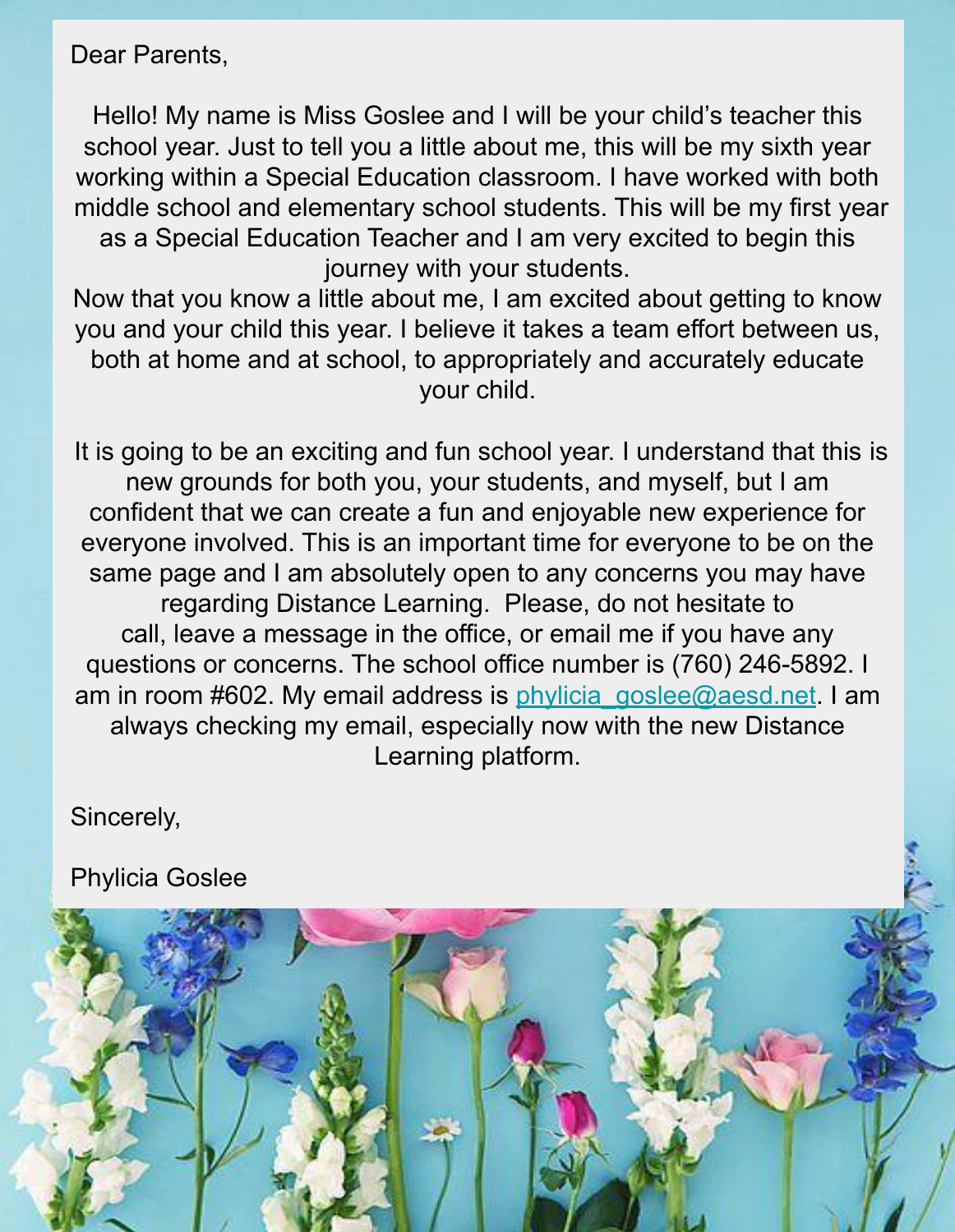Dear Parents,

Hello! My name is Miss Goslee and I will be your child's teacher this school year. Just to tell you a little about me, this will be my sixth year working within a Special Education classroom. I have worked with both middle school and elementary school students. This will be my first year as a Special Education Teacher and I am very excited to begin this journey with your students.

Now that you know a little about me, I am excited about getting to know you and your child this year. I believe it takes a team effort between us, both at home and at school, to appropriately and accurately educate your child.

It is going to be an exciting and fun school year. I understand that this is new grounds for both you, your students, and myself, but I am confident that we can create a fun and enjoyable new experience for everyone involved. This is an important time for everyone to be on the same page and I am absolutely open to any concerns you may have regarding Distance Learning. Please, do not hesitate to call, leave a message in the office, or email me if you have any questions or concerns. The school office number is (760) 246-5892. I am in room #602. My email address is phylicia_goslee@aesd.net. I am always checking my email, especially now with the new Distance Learning platform.

Sincerely,

Phylicia Goslee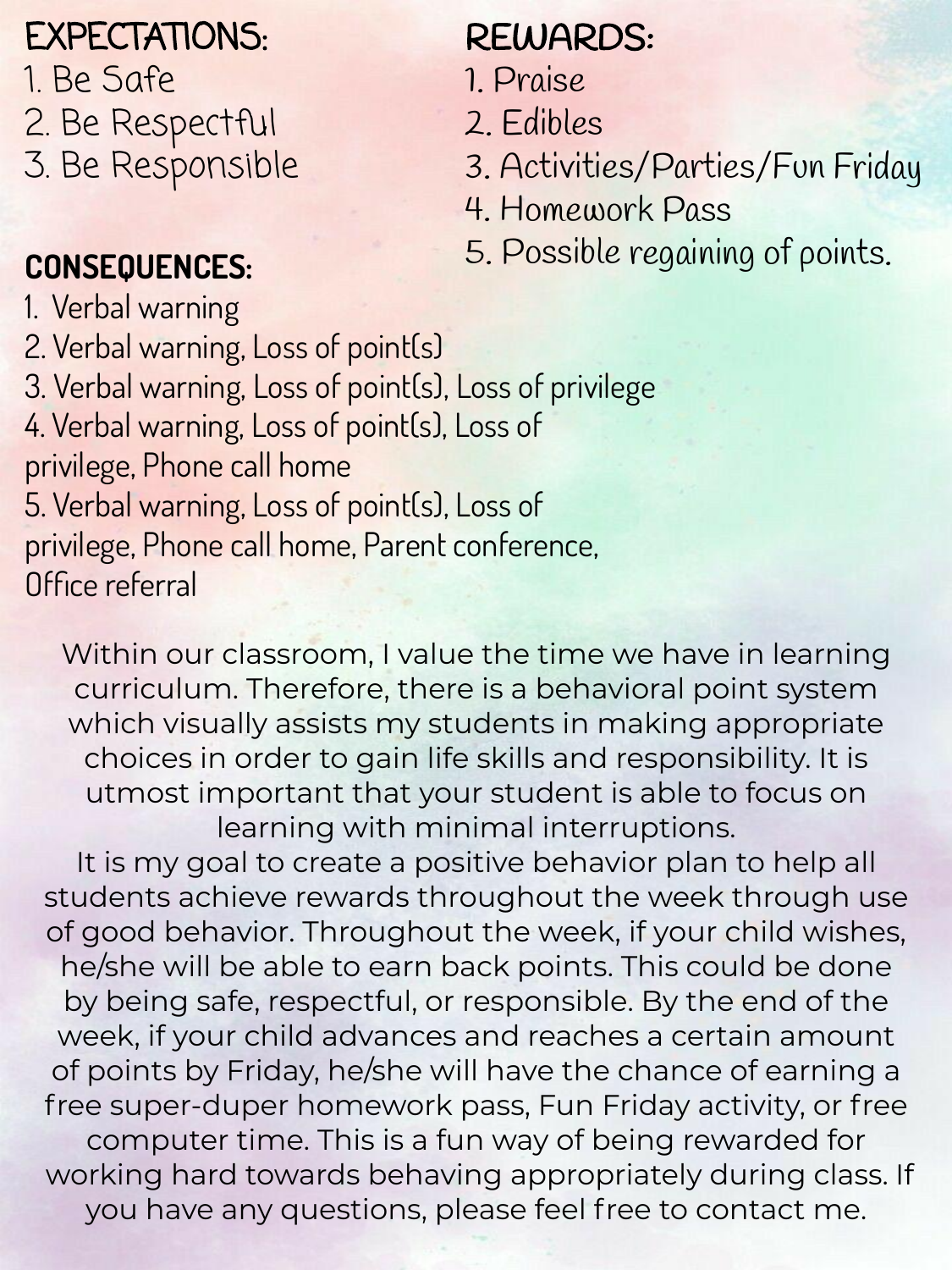## EXPECTATIONS:

1. Be Safe
2. Be Respectful
3. Be Responsible

## REWARDS:

1. Praise
2. Edibles
3. Activities/Parties/Fun Friday
4. Homework Pass
5. Possible regaining of points.

## CONSEQUENCES:

1. Verbal warning
2. Verbal warning, Loss of point(s)
3. Verbal warning, Loss of point(s), Loss of privilege
4. Verbal warning, Loss of point(s), Loss of privilege, Phone call home
5. Verbal warning, Loss of point(s), Loss of privilege, Phone call home, Parent conference, Office referral

Within our classroom, I value the time we have in learning curriculum. Therefore, there is a behavioral point system which visually assists my students in making appropriate choices in order to gain life skills and responsibility. It is utmost important that your student is able to focus on learning with minimal interruptions.

It is my goal to create a positive behavior plan to help all students achieve rewards throughout the week through use of good behavior. Throughout the week, if your child wishes, he/she will be able to earn back points. This could be done by being safe, respectful, or responsible. By the end of the week, if your child advances and reaches a certain amount of points by Friday, he/she will have the chance of earning a free super-duper homework pass, Fun Friday activity, or free computer time. This is a fun way of being rewarded for working hard towards behaving appropriately during class. If you have any questions, please feel free to contact me.